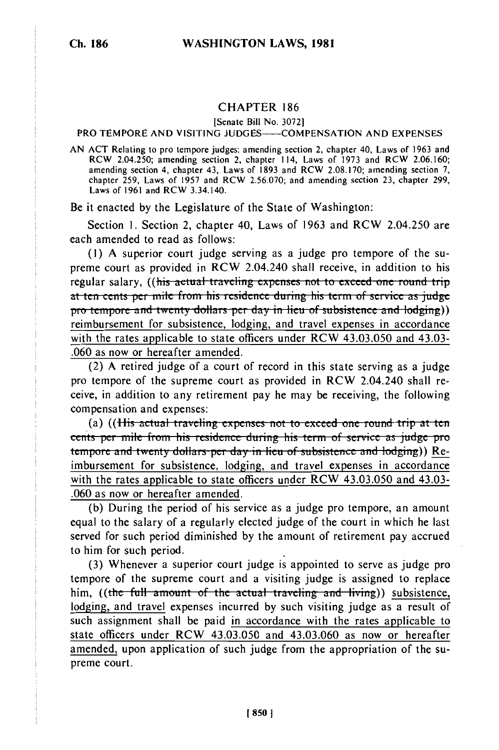## CHAPTER 186

[Senate Bill No. 3072]

### PRO TEMPORE AND VISITING JUDGES——COMPENSATION AND EXPENSES

AN ACT Relating to pro tempore judges; amending section 2, chapter 40, Laws of 1963 and RCW 2.04.250; amending section 2, chapter 114, Laws of 1973 and RCW 2.06.160; amending section 4, chapter 43, Laws of 1893 and RCW 2.08.170; amending section 7, chapter 259, Laws of 1957 and RCW 2.56.070; and amending section 23, chapter 299, Laws of 1961 and RCW 3.34.140.

Be it enacted by the Legislature of the State of Washington:

Section 1. Section 2, chapter 40, Laws of 1963 and RCW 2.04.250 are each amended to read as follows:

(1) A superior court judge serving as a judge pro tempore of the supreme court as provided in RCW 2.04.240 shall receive, in addition to his regular salary, ((~~his actual traveling expenses not to exceed one round trip at ten cents per mile from his residence during his term of service as judge pro tempore and twenty dollars per day in lieu of subsistence and lodging~~)) <u>reimbursement for subsistence, lodging, and travel expenses in accordance with the rates applicable to state officers under RCW 43.03.050 and 43.03-.060 as now or hereafter amended</u>.

(2) A retired judge of a court of record in this state serving as a judge pro tempore of the supreme court as provided in RCW 2.04.240 shall receive, in addition to any retirement pay he may be receiving, the following compensation and expenses:

(a) ((~~His actual traveling expenses not to exceed one round trip at ten cents per mile from his residence during his term of service as judge pro tempore and twenty dollars per day in lieu of subsistence and lodging~~)) <u>Reimbursement for subsistence, lodging, and travel expenses in accordance with the rates applicable to state officers under RCW 43.03.050 and 43.03-.060 as now or hereafter amended</u>.

(b) During the period of his service as a judge pro tempore, an amount equal to the salary of a regularly elected judge of the court in which he last served for such period diminished by the amount of retirement pay accrued to him for such period.

(3) Whenever a superior court judge is appointed to serve as judge pro tempore of the supreme court and a visiting judge is assigned to replace him, ((~~the full amount of the actual traveling and living~~)) <u>subsistence, lodging, and travel</u> expenses incurred by such visiting judge as a result of such assignment shall be paid <u>in accordance with the rates applicable to state officers under RCW 43.03.050 and 43.03.060 as now or hereafter amended,</u> upon application of such judge from the appropriation of the supreme court.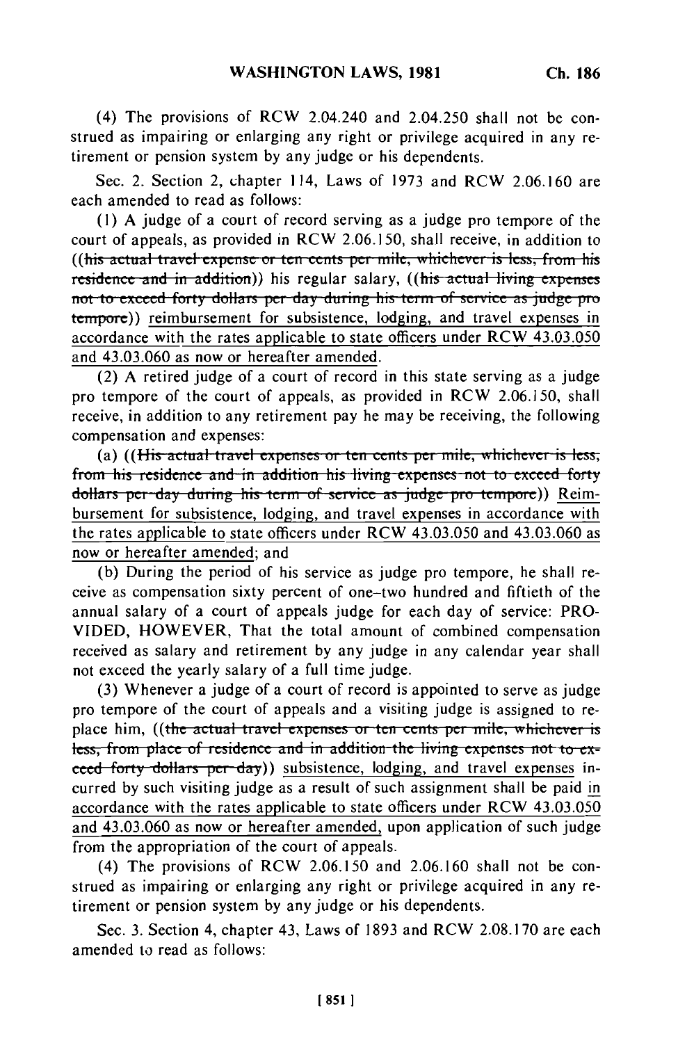(4) The provisions of RCW 2.04.240 and 2.04.250 shall not be construed as impairing or enlarging any right or privilege acquired in any retirement or pension system by any judge or his dependents.

Sec. 2. Section 2, chapter 114, Laws of 1973 and RCW 2.06.160 are each amended to read as follows:

(1) A judge of a court of record serving as a judge pro tempore of the court of appeals, as provided in RCW 2.06.150, shall receive, in addition to ((~~his actual travel expense or ten cents per mile, whichever is less, from his residence and in addition~~)) his regular salary, ((~~his actual living expenses not to exceed forty dollars per day during his term of service as judge pro tempore~~)) reimbursement for subsistence, lodging, and travel expenses in accordance with the rates applicable to state officers under RCW 43.03.050 and 43.03.060 as now or hereafter amended.

(2) A retired judge of a court of record in this state serving as a judge pro tempore of the court of appeals, as provided in RCW 2.06.150, shall receive, in addition to any retirement pay he may be receiving, the following compensation and expenses:

(a) ((~~His actual travel expenses or ten cents per mile, whichever is less, from his residence and in addition his living expenses not to exceed forty dollars per day during his term of service as judge pro tempore~~)) Reimbursement for subsistence, lodging, and travel expenses in accordance with the rates applicable to state officers under RCW 43.03.050 and 43.03.060 as now or hereafter amended; and

(b) During the period of his service as judge pro tempore, he shall receive as compensation sixty percent of one-two hundred and fiftieth of the annual salary of a court of appeals judge for each day of service: PROVIDED, HOWEVER, That the total amount of combined compensation received as salary and retirement by any judge in any calendar year shall not exceed the yearly salary of a full time judge.

(3) Whenever a judge of a court of record is appointed to serve as judge pro tempore of the court of appeals and a visiting judge is assigned to replace him, ((~~the actual travel expenses or ten cents per mile, whichever is less, from place of residence and in addition the living expenses not to exceed forty dollars per day~~)) subsistence, lodging, and travel expenses incurred by such visiting judge as a result of such assignment shall be paid in accordance with the rates applicable to state officers under RCW 43.03.050 and 43.03.060 as now or hereafter amended, upon application of such judge from the appropriation of the court of appeals.

(4) The provisions of RCW 2.06.150 and 2.06.160 shall not be construed as impairing or enlarging any right or privilege acquired in any retirement or pension system by any judge or his dependents.

Sec. 3. Section 4, chapter 43, Laws of 1893 and RCW 2.08.170 are each amended to read as follows: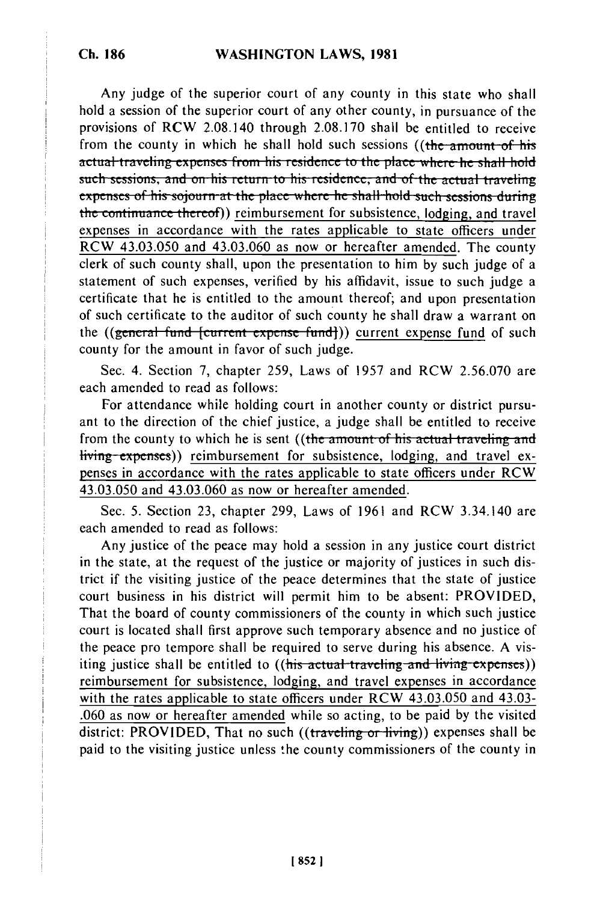Any judge of the superior court of any county in this state who shall hold a session of the superior court of any other county, in pursuance of the provisions of RCW 2.08.140 through 2.08.170 shall be entitled to receive from the county in which he shall hold such sessions ((~~the amount of his actual traveling expenses from his residence to the place where he shall hold such sessions, and on his return to his residence, and of the actual traveling expenses of his sojourn at the place where he shall hold such sessions during the continuance thereof~~)) <u>reimbursement for subsistence, lodging, and travel expenses in accordance with the rates applicable to state officers under RCW 43.03.050 and 43.03.060 as now or hereafter amended</u>. The county clerk of such county shall, upon the presentation to him by such judge of a statement of such expenses, verified by his affidavit, issue to such judge a certificate that he is entitled to the amount thereof; and upon presentation of such certificate to the auditor of such county he shall draw a warrant on the ((~~general fund [current expense fund]~~)) <u>current expense fund</u> of such county for the amount in favor of such judge.

Sec. 4. Section 7, chapter 259, Laws of 1957 and RCW 2.56.070 are each amended to read as follows:

For attendance while holding court in another county or district pursuant to the direction of the chief justice, a judge shall be entitled to receive from the county to which he is sent ((~~the amount of his actual traveling and living expenses~~)) <u>reimbursement for subsistence, lodging, and travel expenses in accordance with the rates applicable to state officers under RCW 43.03.050 and 43.03.060 as now or hereafter amended</u>.

Sec. 5. Section 23, chapter 299, Laws of 1961 and RCW 3.34.140 are each amended to read as follows:

Any justice of the peace may hold a session in any justice court district in the state, at the request of the justice or majority of justices in such district if the visiting justice of the peace determines that the state of justice court business in his district will permit him to be absent: PROVIDED, That the board of county commissioners of the county in which such justice court is located shall first approve such temporary absence and no justice of the peace pro tempore shall be required to serve during his absence. A visiting justice shall be entitled to ((~~his actual traveling and living expenses~~)) <u>reimbursement for subsistence, lodging, and travel expenses in accordance with the rates applicable to state officers under RCW 43.03.050 and 43.03-.060 as now or hereafter amended</u> while so acting, to be paid by the visited district: PROVIDED, That no such ((~~traveling or living~~)) expenses shall be paid to the visiting justice unless the county commissioners of the county in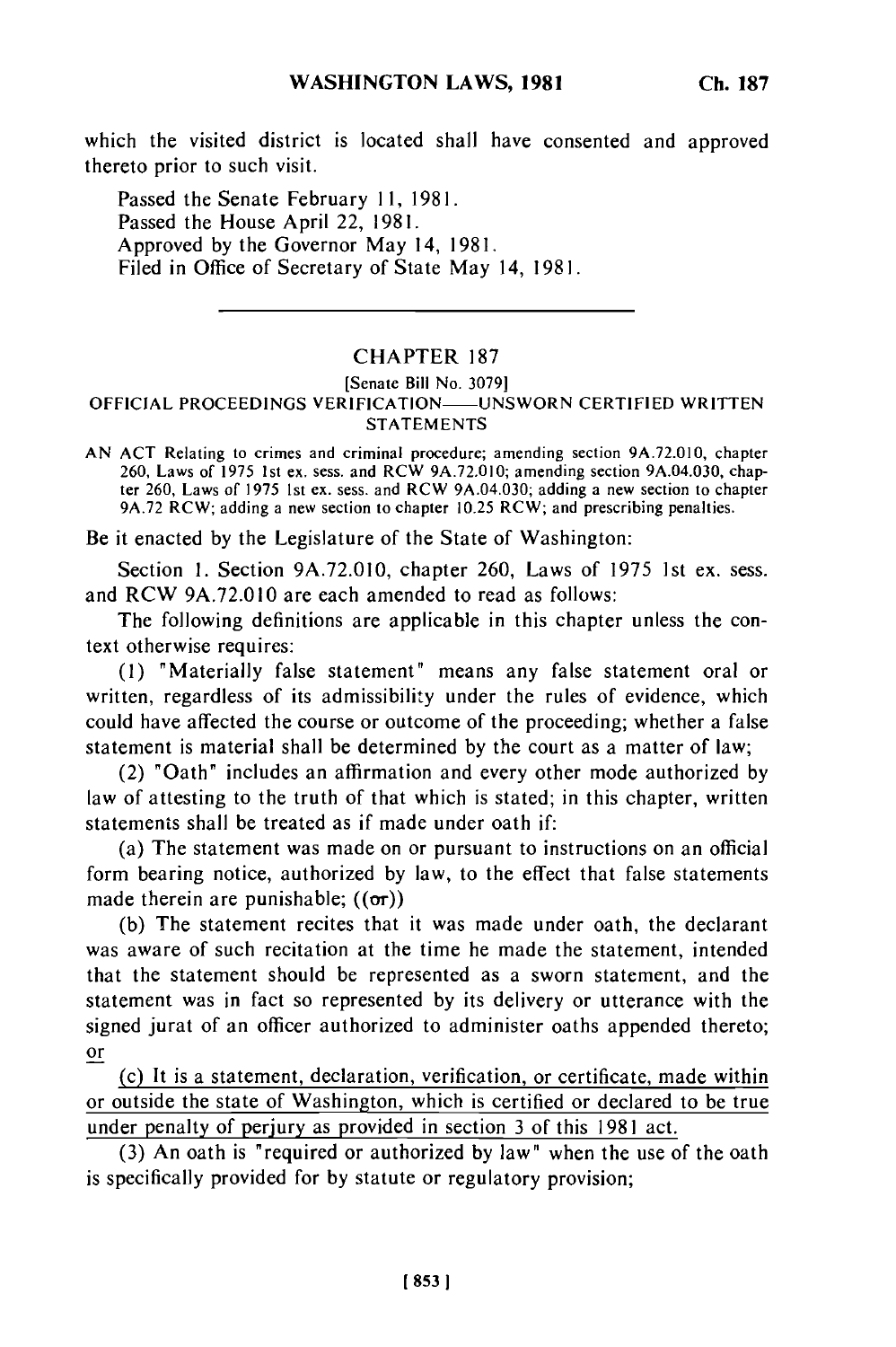which the visited district is located shall have consented and approved thereto prior to such visit.

Passed the Senate February 11, 1981.
Passed the House April 22, 1981.
Approved by the Governor May 14, 1981.
Filed in Office of Secretary of State May 14, 1981.

---

## CHAPTER 187

[Senate Bill No. 3079]

### OFFICIAL PROCEEDINGS VERIFICATION—UNSWORN CERTIFIED WRITTEN STATEMENTS

AN ACT Relating to crimes and criminal procedure; amending section 9A.72.010, chapter 260, Laws of 1975 1st ex. sess. and RCW 9A.72.010; amending section 9A.04.030, chapter 260, Laws of 1975 1st ex. sess. and RCW 9A.04.030; adding a new section to chapter 9A.72 RCW; adding a new section to chapter 10.25 RCW; and prescribing penalties.

Be it enacted by the Legislature of the State of Washington:

Section 1. Section 9A.72.010, chapter 260, Laws of 1975 1st ex. sess. and RCW 9A.72.010 are each amended to read as follows:

The following definitions are applicable in this chapter unless the context otherwise requires:

(1) "Materially false statement" means any false statement oral or written, regardless of its admissibility under the rules of evidence, which could have affected the course or outcome of the proceeding; whether a false statement is material shall be determined by the court as a matter of law;

(2) "Oath" includes an affirmation and every other mode authorized by law of attesting to the truth of that which is stated; in this chapter, written statements shall be treated as if made under oath if:

(a) The statement was made on or pursuant to instructions on an official form bearing notice, authorized by law, to the effect that false statements made therein are punishable; ((~~or~~))

(b) The statement recites that it was made under oath, the declarant was aware of such recitation at the time he made the statement, intended that the statement should be represented as a sworn statement, and the statement was in fact so represented by its delivery or utterance with the signed jurat of an officer authorized to administer oaths appended thereto; or

(c) It is a statement, declaration, verification, or certificate, made within or outside the state of Washington, which is certified or declared to be true under penalty of perjury as provided in section 3 of this 1981 act.

(3) An oath is "required or authorized by law" when the use of the oath is specifically provided for by statute or regulatory provision;